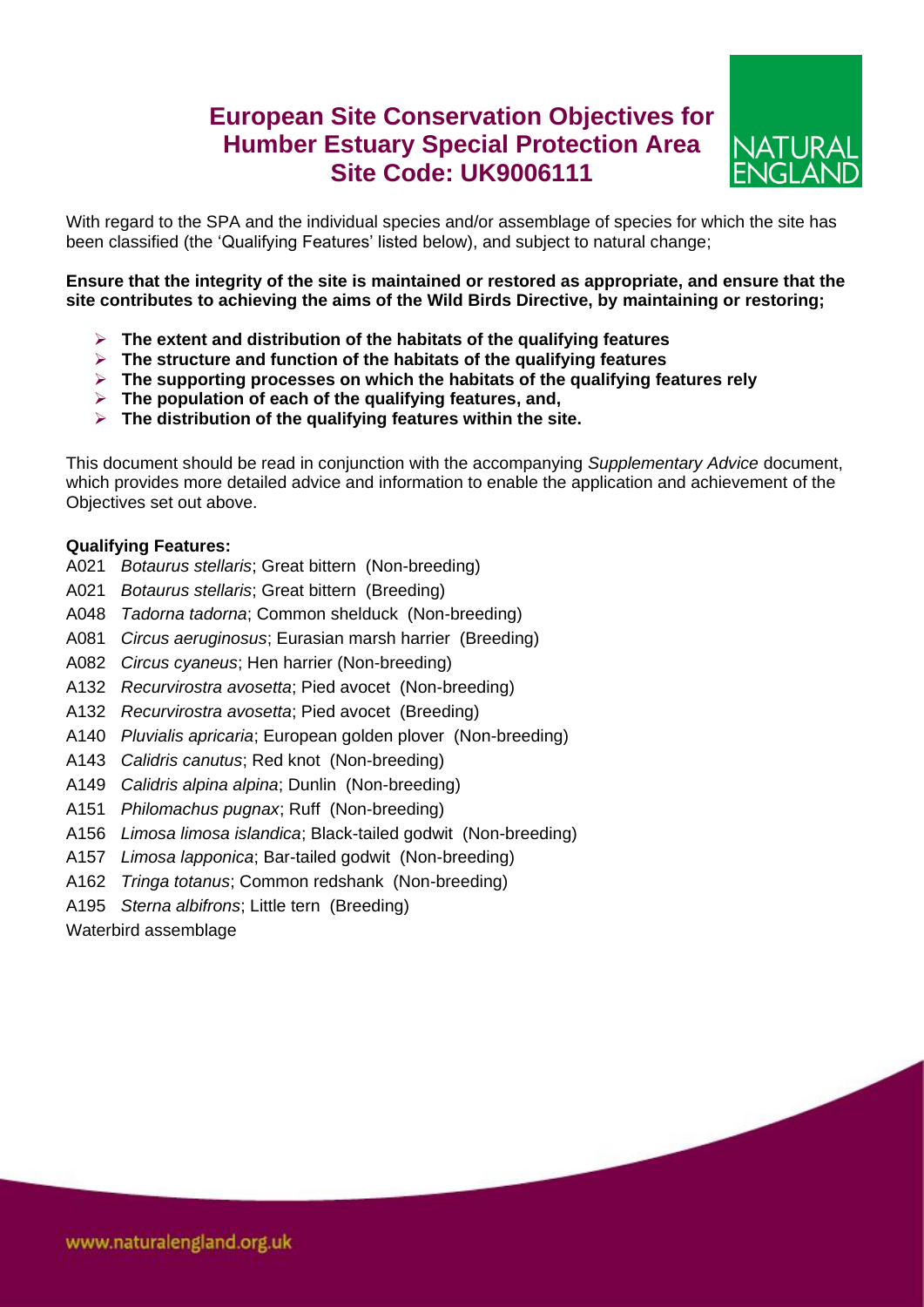# European Site Conservation Objectives for Humber Estuary Special Protection Area
# Site Code: UK9006111

With regard to the SPA and the individual species and/or assemblage of species for which the site has been classified (the 'Qualifying Features' listed below), and subject to natural change;

**Ensure that the integrity of the site is maintained or restored as appropriate, and ensure that the site contributes to achieving the aims of the Wild Birds Directive, by maintaining or restoring;**

- **The extent and distribution of the habitats of the qualifying features**
- **The structure and function of the habitats of the qualifying features**
- **The supporting processes on which the habitats of the qualifying features rely**
- **The population of each of the qualifying features, and,**
- **The distribution of the qualifying features within the site.**

This document should be read in conjunction with the accompanying *Supplementary Advice* document, which provides more detailed advice and information to enable the application and achievement of the Objectives set out above.

**Qualifying Features:**

A021 *Botaurus stellaris*; Great bittern (Non-breeding)
A021 *Botaurus stellaris*; Great bittern (Breeding)
A048 *Tadorna tadorna*; Common shelduck (Non-breeding)
A081 *Circus aeruginosus*; Eurasian marsh harrier (Breeding)
A082 *Circus cyaneus*; Hen harrier (Non-breeding)
A132 *Recurvirostra avosetta*; Pied avocet (Non-breeding)
A132 *Recurvirostra avosetta*; Pied avocet (Breeding)
A140 *Pluvialis apricaria*; European golden plover (Non-breeding)
A143 *Calidris canutus*; Red knot (Non-breeding)
A149 *Calidris alpina alpina*; Dunlin (Non-breeding)
A151 *Philomachus pugnax*; Ruff (Non-breeding)
A156 *Limosa limosa islandica*; Black-tailed godwit (Non-breeding)
A157 *Limosa lapponica*; Bar-tailed godwit (Non-breeding)
A162 *Tringa totanus*; Common redshank (Non-breeding)
A195 *Sterna albifrons*; Little tern (Breeding)
Waterbird assemblage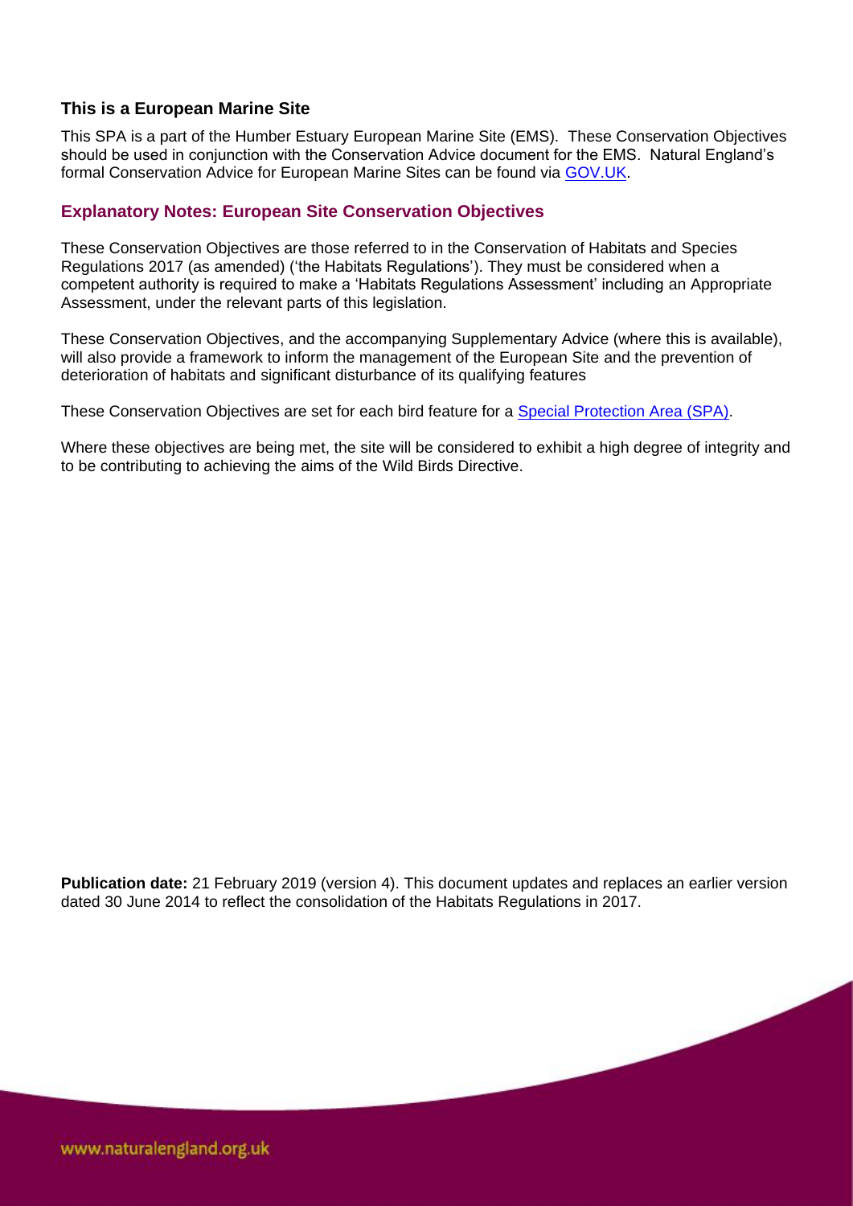### This is a European Marine Site

This SPA is a part of the Humber Estuary European Marine Site (EMS). These Conservation Objectives should be used in conjunction with the Conservation Advice document for the EMS. Natural England's formal Conservation Advice for European Marine Sites can be found via GOV.UK.

### Explanatory Notes: European Site Conservation Objectives

These Conservation Objectives are those referred to in the Conservation of Habitats and Species Regulations 2017 (as amended) ('the Habitats Regulations'). They must be considered when a competent authority is required to make a 'Habitats Regulations Assessment' including an Appropriate Assessment, under the relevant parts of this legislation.

These Conservation Objectives, and the accompanying Supplementary Advice (where this is available), will also provide a framework to inform the management of the European Site and the prevention of deterioration of habitats and significant disturbance of its qualifying features

These Conservation Objectives are set for each bird feature for a Special Protection Area (SPA).

Where these objectives are being met, the site will be considered to exhibit a high degree of integrity and to be contributing to achieving the aims of the Wild Birds Directive.

**Publication date:** 21 February 2019 (version 4). This document updates and replaces an earlier version dated 30 June 2014 to reflect the consolidation of the Habitats Regulations in 2017.